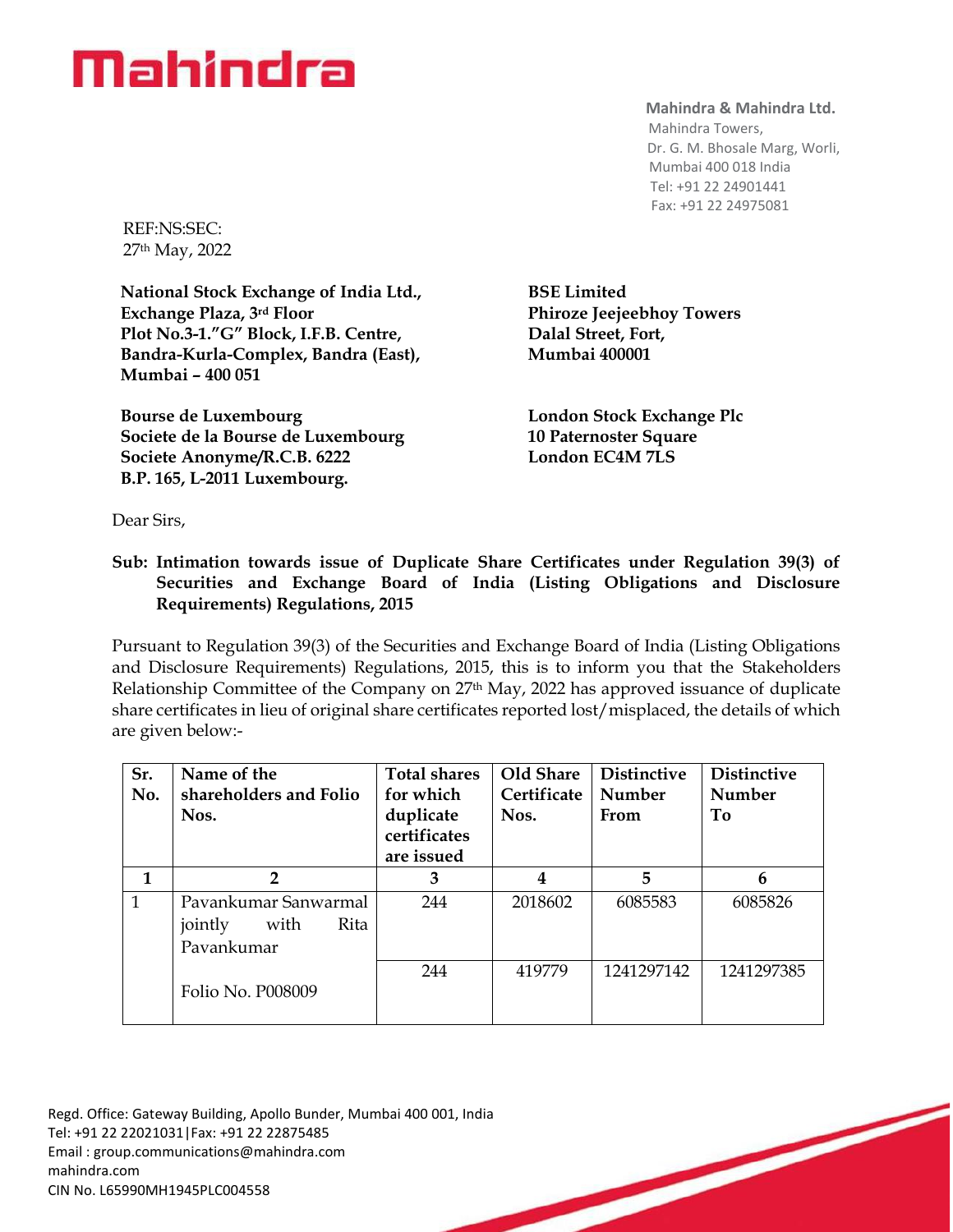# Mahindra

**Mahindra & Mahindra Ltd.**
Mahindra Towers,
Dr. G. M. Bhosale Marg, Worli,
Mumbai 400 018 India
Tel: +91 22 24901441
Fax: +91 22 24975081

REF:NS:SEC:
27th May, 2022

**National Stock Exchange of India Ltd.,**
**Exchange Plaza, 3rd Floor**
**Plot No.3-1."G" Block, I.F.B. Centre,**
**Bandra-Kurla-Complex, Bandra (East),**
**Mumbai – 400 051**

**BSE Limited**
**Phiroze Jeejeebhoy Towers**
**Dalal Street, Fort,**
**Mumbai 400001**

**Bourse de Luxembourg**
**Societe de la Bourse de Luxembourg**
**Societe Anonyme/R.C.B. 6222**
**B.P. 165, L-2011 Luxembourg.**

**London Stock Exchange Plc**
**10 Paternoster Square**
**London EC4M 7LS**

Dear Sirs,

**Sub: Intimation towards issue of Duplicate Share Certificates under Regulation 39(3) of Securities and Exchange Board of India (Listing Obligations and Disclosure Requirements) Regulations, 2015**

Pursuant to Regulation 39(3) of the Securities and Exchange Board of India (Listing Obligations and Disclosure Requirements) Regulations, 2015, this is to inform you that the Stakeholders Relationship Committee of the Company on 27th May, 2022 has approved issuance of duplicate share certificates in lieu of original share certificates reported lost/misplaced, the details of which are given below:-

| Sr. No. | Name of the shareholders and Folio Nos. | Total shares for which duplicate certificates are issued | Old Share Certificate Nos. | Distinctive Number From | Distinctive Number To |
|---|---|---|---|---|---|
| 1 | 2 | 3 | 4 | 5 | 6 |
| 1 | Pavankumar Sanwarmal jointly with Rita Pavankumar<br><br>Folio No. P008009 | 244 | 2018602 | 6085583 | 6085826 |
| | | 244 | 419779 | 1241297142 | 1241297385 |

Regd. Office: Gateway Building, Apollo Bunder, Mumbai 400 001, India
Tel: +91 22 22021031|Fax: +91 22 22875485
Email : group.communications@mahindra.com
mahindra.com
CIN No. L65990MH1945PLC004558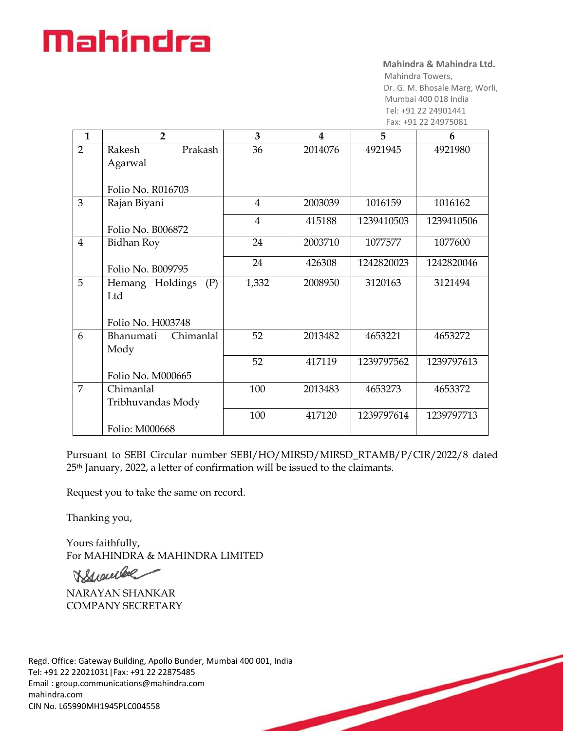**Mahindra & Mahindra Ltd.**
Mahindra Towers,
Dr. G. M. Bhosale Marg, Worli,
Mumbai 400 018 India
Tel: +91 22 24901441
Fax: +91 22 24975081

| 1 | 2 | 3 | 4 | 5 | 6 |
|---|---|---|---|---|---|
| 2 | Rakesh Prakash Agarwal<br><br>Folio No. R016703 | 36 | 2014076 | 4921945 | 4921980 |
| 3 | Rajan Biyani<br><br>Folio No. B006872 | 4 | 2003039 | 1016159 | 1016162 |
| | | 4 | 415188 | 1239410503 | 1239410506 |
| 4 | Bidhan Roy<br><br>Folio No. B009795 | 24 | 2003710 | 1077577 | 1077600 |
| | | 24 | 426308 | 1242820023 | 1242820046 |
| 5 | Hemang Holdings (P) Ltd<br><br>Folio No. H003748 | 1,332 | 2008950 | 3120163 | 3121494 |
| 6 | Bhanumati Chimanlal Mody<br><br>Folio No. M000665 | 52 | 2013482 | 4653221 | 4653272 |
| | | 52 | 417119 | 1239797562 | 1239797613 |
| 7 | Chimanlal Tribhuvandas Mody<br><br>Folio: M000668 | 100 | 2013483 | 4653273 | 4653372 |
| | | 100 | 417120 | 1239797614 | 1239797713 |

Pursuant to SEBI Circular number SEBI/HO/MIRSD/MIRSD_RTAMB/P/CIR/2022/8 dated 25th January, 2022, a letter of confirmation will be issued to the claimants.

Request you to take the same on record.

Thanking you,

Yours faithfully,
For MAHINDRA & MAHINDRA LIMITED

NARAYAN SHANKAR
COMPANY SECRETARY

Regd. Office: Gateway Building, Apollo Bunder, Mumbai 400 001, India
Tel: +91 22 22021031|Fax: +91 22 22875485
Email : group.communications@mahindra.com
mahindra.com
CIN No. L65990MH1945PLC004558